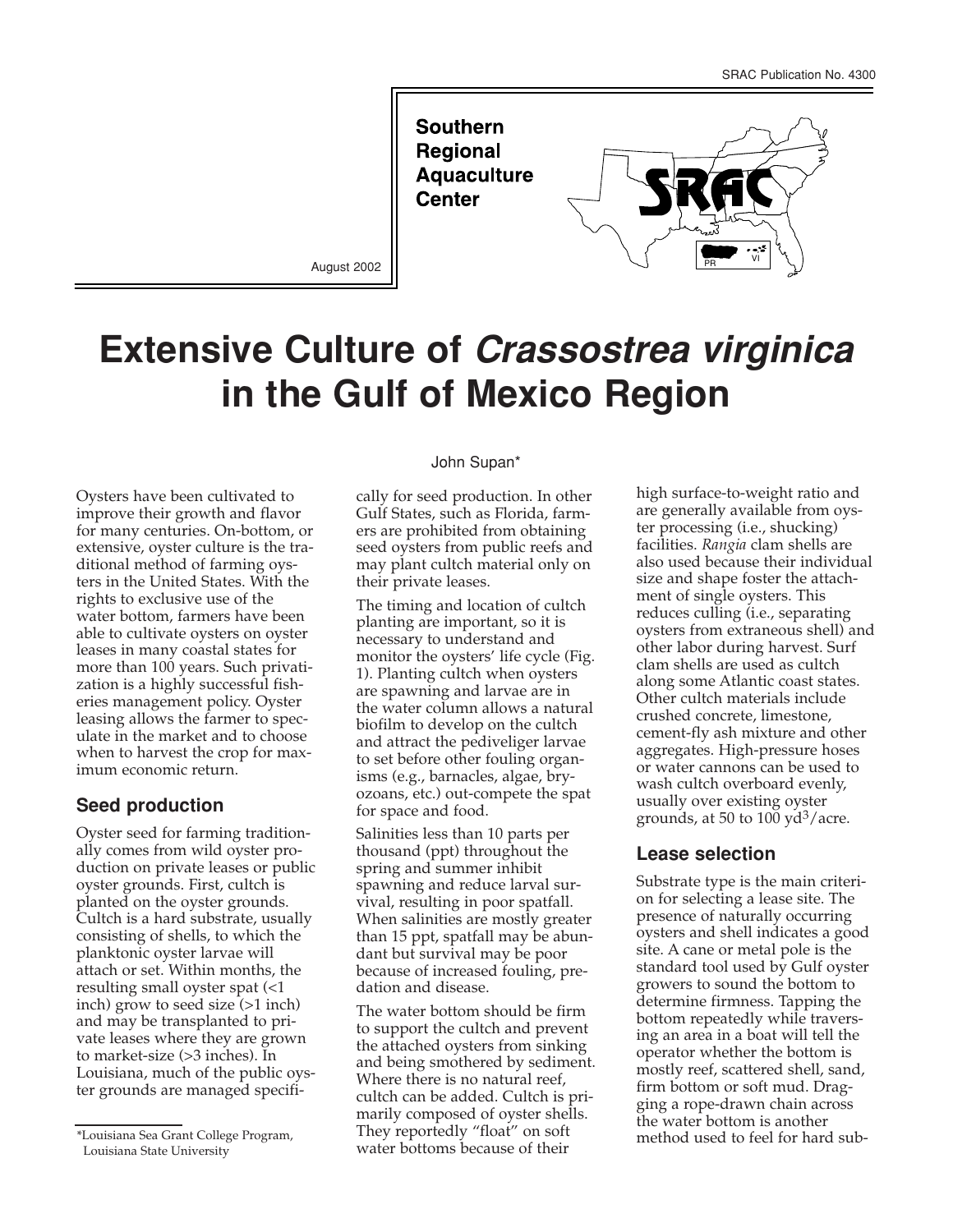SRAC Publication No. 4300

**Southern Regional Aquaculture Center**

August 2002

# Extensive Culture of *Crassostrea virginica* in the Gulf of Mexico Region

John Supan*

Oysters have been cultivated to improve their growth and flavor for many centuries. On-bottom, or extensive, oyster culture is the traditional method of farming oysters in the United States. With the rights to exclusive use of the water bottom, farmers have been able to cultivate oysters on oyster leases in many coastal states for more than 100 years. Such privatization is a highly successful fisheries management policy. Oyster leasing allows the farmer to speculate in the market and to choose when to harvest the crop for maximum economic return.

## Seed production

Oyster seed for farming traditionally comes from wild oyster production on private leases or public oyster grounds. First, cultch is planted on the oyster grounds. Cultch is a hard substrate, usually consisting of shells, to which the planktonic oyster larvae will attach or set. Within months, the resulting small oyster spat (<1 inch) grow to seed size (>1 inch) and may be transplanted to private leases where they are grown to market-size (>3 inches). In Louisiana, much of the public oyster grounds are managed specifically for seed production. In other Gulf States, such as Florida, farmers are prohibited from obtaining seed oysters from public reefs and may plant cultch material only on their private leases.

The timing and location of cultch planting are important, so it is necessary to understand and monitor the oysters' life cycle (Fig. 1). Planting cultch when oysters are spawning and larvae are in the water column allows a natural biofilm to develop on the cultch and attract the pediveliger larvae to set before other fouling organisms (e.g., barnacles, algae, bryozoans, etc.) out-compete the spat for space and food.

Salinities less than 10 parts per thousand (ppt) throughout the spring and summer inhibit spawning and reduce larval survival, resulting in poor spatfall. When salinities are mostly greater than 15 ppt, spatfall may be abundant but survival may be poor because of increased fouling, predation and disease.

The water bottom should be firm to support the cultch and prevent the attached oysters from sinking and being smothered by sediment. Where there is no natural reef, cultch can be added. Cultch is primarily composed of oyster shells. They reportedly "float" on soft water bottoms because of their high surface-to-weight ratio and are generally available from oyster processing (i.e., shucking) facilities. *Rangia* clam shells are also used because their individual size and shape foster the attachment of single oysters. This reduces culling (i.e., separating oysters from extraneous shell) and other labor during harvest. Surf clam shells are used as cultch along some Atlantic coast states. Other cultch materials include crushed concrete, limestone, cement-fly ash mixture and other aggregates. High-pressure hoses or water cannons can be used to wash cultch overboard evenly, usually over existing oyster grounds, at 50 to 100 $yd^3$/acre.

## Lease selection

Substrate type is the main criterion for selecting a lease site. The presence of naturally occurring oysters and shell indicates a good site. A cane or metal pole is the standard tool used by Gulf oyster growers to sound the bottom to determine firmness. Tapping the bottom repeatedly while traversing an area in a boat will tell the operator whether the bottom is mostly reef, scattered shell, sand, firm bottom or soft mud. Dragging a rope-drawn chain across the water bottom is another method used to feel for hard sub-

*Louisiana Sea Grant College Program, Louisiana State University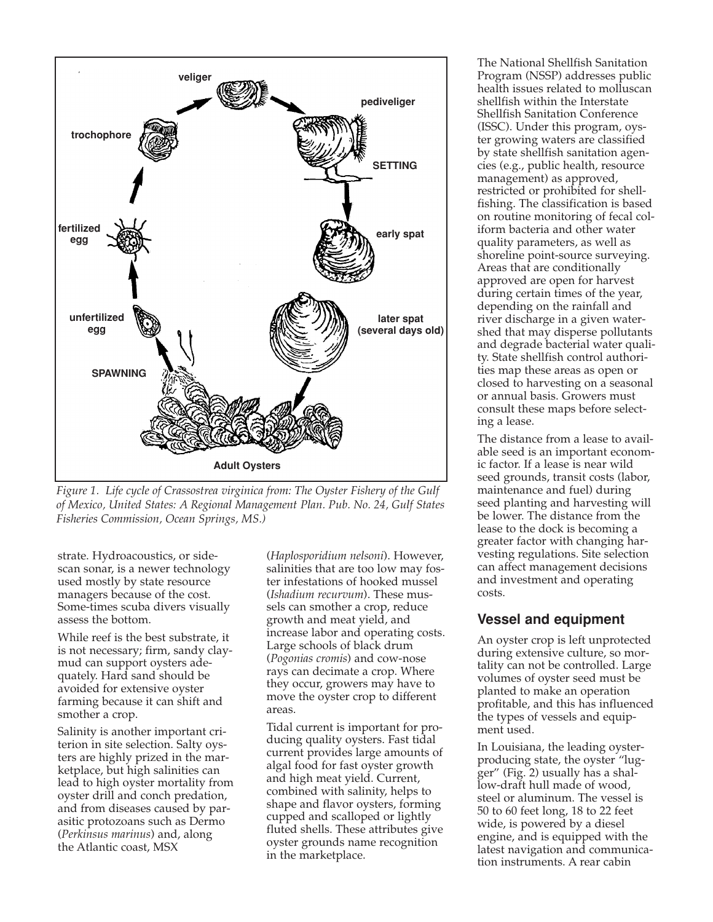Figure 1. Life cycle of Crassostrea virginica from: The Oyster Fishery of the Gulf of Mexico, United States: A Regional Management Plan. Pub. No. 24, Gulf States Fisheries Commission, Ocean Springs, MS.)

strate. Hydroacoustics, or side-scan sonar, is a newer technology used mostly by state resource managers because of the cost. Some-times scuba divers visually assess the bottom.

While reef is the best substrate, it is not necessary; firm, sandy clay-mud can support oysters adequately. Hard sand should be avoided for extensive oyster farming because it can shift and smother a crop.

Salinity is another important criterion in site selection. Salty oysters are highly prized in the marketplace, but high salinities can lead to high oyster mortality from oyster drill and conch predation, and from diseases caused by parasitic protozoans such as Dermo (*Perkinsus marinus*) and, along the Atlantic coast, MSX (*Haplosporidium nelsoni*). However, salinities that are too low may foster infestations of hooked mussel (*Ishadium recurvum*). These mussels can smother a crop, reduce growth and meat yield, and increase labor and operating costs. Large schools of black drum (*Pogonias cromis*) and cow-nose rays can decimate a crop. Where they occur, growers may have to move the oyster crop to different areas.

Tidal current is important for producing quality oysters. Fast tidal current provides large amounts of algal food for fast oyster growth and high meat yield. Current, combined with salinity, helps to shape and flavor oysters, forming cupped and scalloped or lightly fluted shells. These attributes give oyster grounds name recognition in the marketplace.

The National Shellfish Sanitation Program (NSSP) addresses public health issues related to molluscan shellfish within the Interstate Shellfish Sanitation Conference (ISSC). Under this program, oyster growing waters are classified by state shellfish sanitation agencies (e.g., public health, resource management) as approved, restricted or prohibited for shellfishing. The classification is based on routine monitoring of fecal coliform bacteria and other water quality parameters, as well as shoreline point-source surveying. Areas that are conditionally approved are open for harvest during certain times of the year, depending on the rainfall and river discharge in a given watershed that may disperse pollutants and degrade bacterial water quality. State shellfish control authorities map these areas as open or closed to harvesting on a seasonal or annual basis. Growers must consult these maps before selecting a lease.

The distance from a lease to available seed is an important economic factor. If a lease is near wild seed grounds, transit costs (labor, maintenance and fuel) during seed planting and harvesting will be lower. The distance from the lease to the dock is becoming a greater factor with changing harvesting regulations. Site selection can affect management decisions and investment and operating costs.

## Vessel and equipment

An oyster crop is left unprotected during extensive culture, so mortality can not be controlled. Large volumes of oyster seed must be planted to make an operation profitable, and this has influenced the types of vessels and equipment used.

In Louisiana, the leading oyster-producing state, the oyster "lugger" (Fig. 2) usually has a shallow-draft hull made of wood, steel or aluminum. The vessel is 50 to 60 feet long, 18 to 22 feet wide, is powered by a diesel engine, and is equipped with the latest navigation and communication instruments. A rear cabin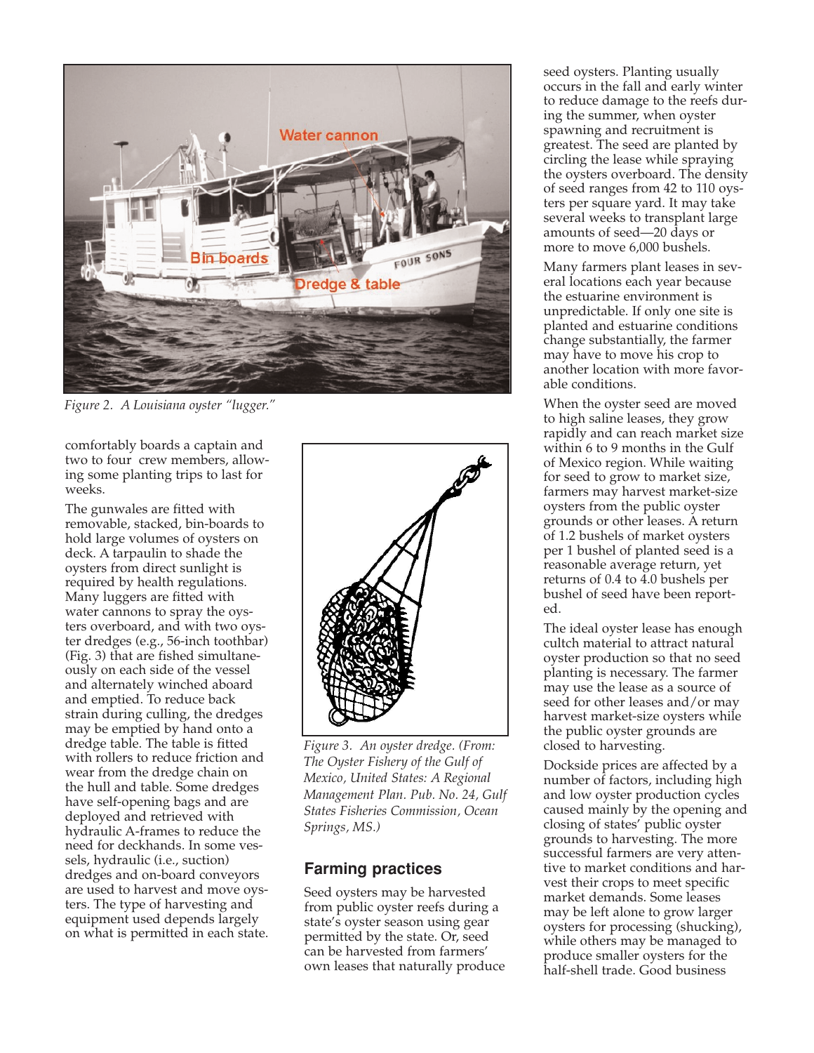Figure 2. *A Louisiana oyster "lugger."*

comfortably boards a captain and two to four crew members, allowing some planting trips to last for weeks.

The gunwales are fitted with removable, stacked, bin-boards to hold large volumes of oysters on deck. A tarpaulin to shade the oysters from direct sunlight is required by health regulations. Many luggers are fitted with water cannons to spray the oysters overboard, and with two oyster dredges (e.g., 56-inch toothbar) (Fig. 3) that are fished simultaneously on each side of the vessel and alternately winched aboard and emptied. To reduce back strain during culling, the dredges may be emptied by hand onto a dredge table. The table is fitted with rollers to reduce friction and wear from the dredge chain on the hull and table. Some dredges have self-opening bags and are deployed and retrieved with hydraulic A-frames to reduce the need for deckhands. In some vessels, hydraulic (i.e., suction) dredges and on-board conveyors are used to harvest and move oysters. The type of harvesting and equipment used depends largely on what is permitted in each state.

*Figure 3. An oyster dredge. (From: The Oyster Fishery of the Gulf of Mexico, United States: A Regional Management Plan. Pub. No. 24, Gulf States Fisheries Commission, Ocean Springs, MS.)*

## Farming practices

Seed oysters may be harvested from public oyster reefs during a state's oyster season using gear permitted by the state. Or, seed can be harvested from farmers' own leases that naturally produce seed oysters. Planting usually occurs in the fall and early winter to reduce damage to the reefs during the summer, when oyster spawning and recruitment is greatest. The seed are planted by circling the lease while spraying the oysters overboard. The density of seed ranges from 42 to 110 oysters per square yard. It may take several weeks to transplant large amounts of seed—20 days or more to move 6,000 bushels.

Many farmers plant leases in several locations each year because the estuarine environment is unpredictable. If only one site is planted and estuarine conditions change substantially, the farmer may have to move his crop to another location with more favorable conditions.

When the oyster seed are moved to high saline leases, they grow rapidly and can reach market size within 6 to 9 months in the Gulf of Mexico region. While waiting for seed to grow to market size, farmers may harvest market-size oysters from the public oyster grounds or other leases. A return of 1.2 bushels of market oysters per 1 bushel of planted seed is a reasonable average return, yet returns of 0.4 to 4.0 bushels per bushel of seed have been reported.

The ideal oyster lease has enough cultch material to attract natural oyster production so that no seed planting is necessary. The farmer may use the lease as a source of seed for other leases and/or may harvest market-size oysters while the public oyster grounds are closed to harvesting.

Dockside prices are affected by a number of factors, including high and low oyster production cycles caused mainly by the opening and closing of states' public oyster grounds to harvesting. The more successful farmers are very attentive to market conditions and harvest their crops to meet specific market demands. Some leases may be left alone to grow larger oysters for processing (shucking), while others may be managed to produce smaller oysters for the half-shell trade. Good business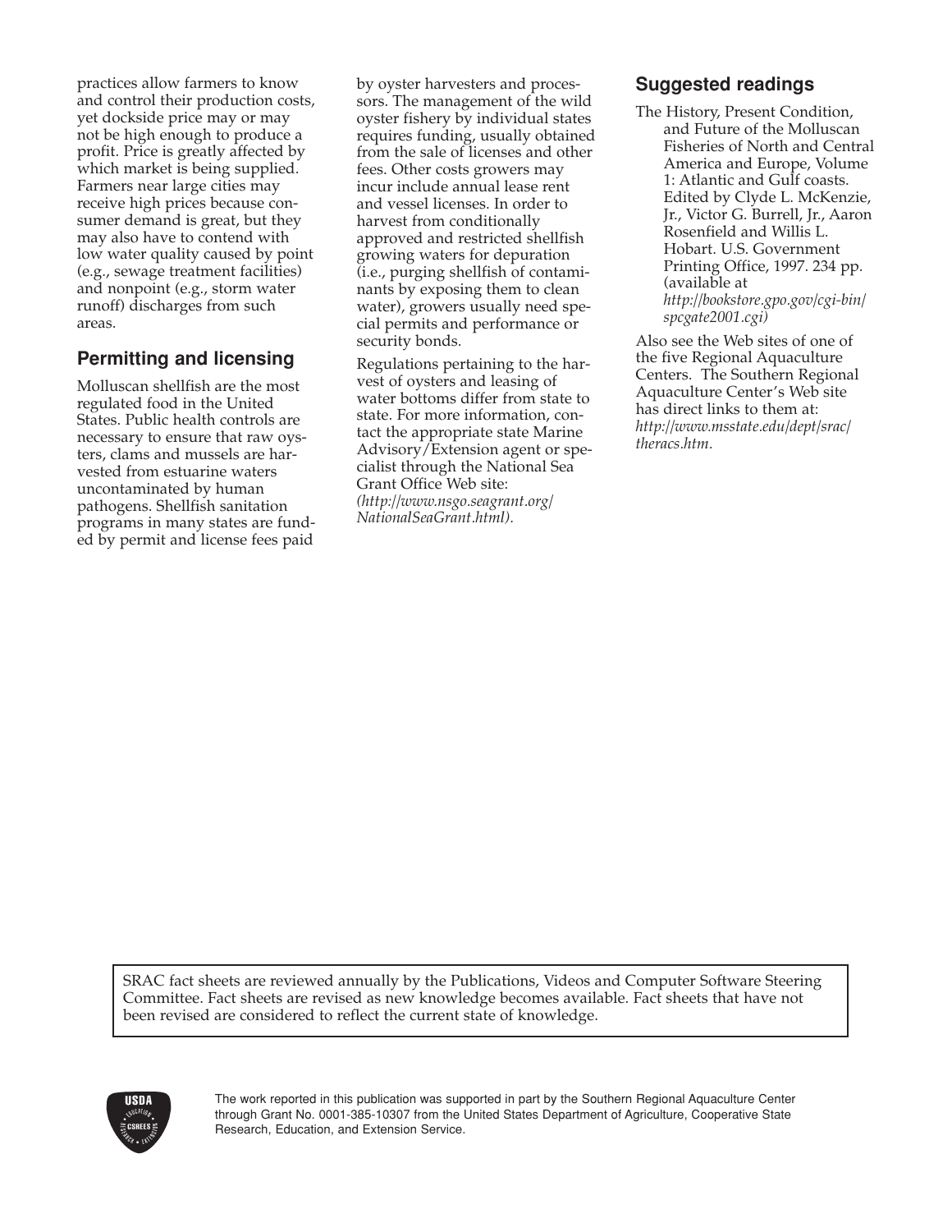practices allow farmers to know and control their production costs, yet dockside price may or may not be high enough to produce a profit. Price is greatly affected by which market is being supplied. Farmers near large cities may receive high prices because consumer demand is great, but they may also have to contend with low water quality caused by point (e.g., sewage treatment facilities) and nonpoint (e.g., storm water runoff) discharges from such areas.

## Permitting and licensing

Molluscan shellfish are the most regulated food in the United States. Public health controls are necessary to ensure that raw oysters, clams and mussels are harvested from estuarine waters uncontaminated by human pathogens. Shellfish sanitation programs in many states are funded by permit and license fees paid by oyster harvesters and processors. The management of the wild oyster fishery by individual states requires funding, usually obtained from the sale of licenses and other fees. Other costs growers may incur include annual lease rent and vessel licenses. In order to harvest from conditionally approved and restricted shellfish growing waters for depuration (i.e., purging shellfish of contaminants by exposing them to clean water), growers usually need special permits and performance or security bonds.

Regulations pertaining to the harvest of oysters and leasing of water bottoms differ from state to state. For more information, contact the appropriate state Marine Advisory/Extension agent or specialist through the National Sea Grant Office Web site: *(http://www.nsgo.seagrant.org/NationalSeaGrant.html).*

## Suggested readings

The History, Present Condition, and Future of the Molluscan Fisheries of North and Central America and Europe, Volume 1: Atlantic and Gulf coasts. Edited by Clyde L. McKenzie, Jr., Victor G. Burrell, Jr., Aaron Rosenfield and Willis L. Hobart. U.S. Government Printing Office, 1997. 234 pp. (available at *http://bookstore.gpo.gov/cgi-bin/spcgate2001.cgi)*

Also see the Web sites of one of the five Regional Aquaculture Centers. The Southern Regional Aquaculture Center's Web site has direct links to them at: *http://www.msstate.edu/dept/srac/theracs.htm.*

SRAC fact sheets are reviewed annually by the Publications, Videos and Computer Software Steering Committee. Fact sheets are revised as new knowledge becomes available. Fact sheets that have not been revised are considered to reflect the current state of knowledge.

The work reported in this publication was supported in part by the Southern Regional Aquaculture Center through Grant No. 0001-385-10307 from the United States Department of Agriculture, Cooperative State Research, Education, and Extension Service.